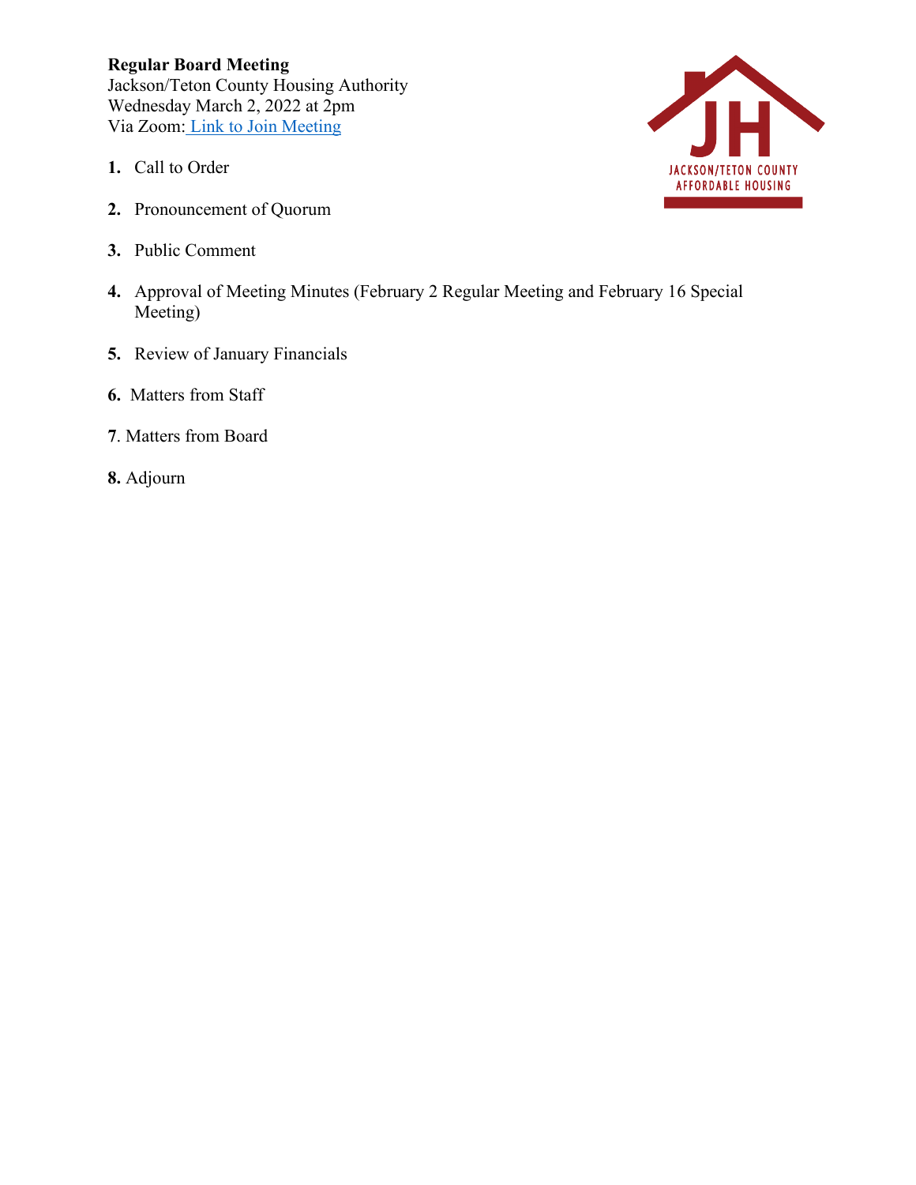**Regular Board Meeting**
Jackson/Teton County Housing Authority
Wednesday March 2, 2022 at 2pm
Via Zoom: [Link to Join Meeting]()

JACKSON/TETON COUNTY AFFORDABLE HOUSING

1. Call to Order

2. Pronouncement of Quorum

3. Public Comment

4. Approval of Meeting Minutes (February 2 Regular Meeting and February 16 Special Meeting)

5. Review of January Financials

6. Matters from Staff

7. Matters from Board

8. Adjourn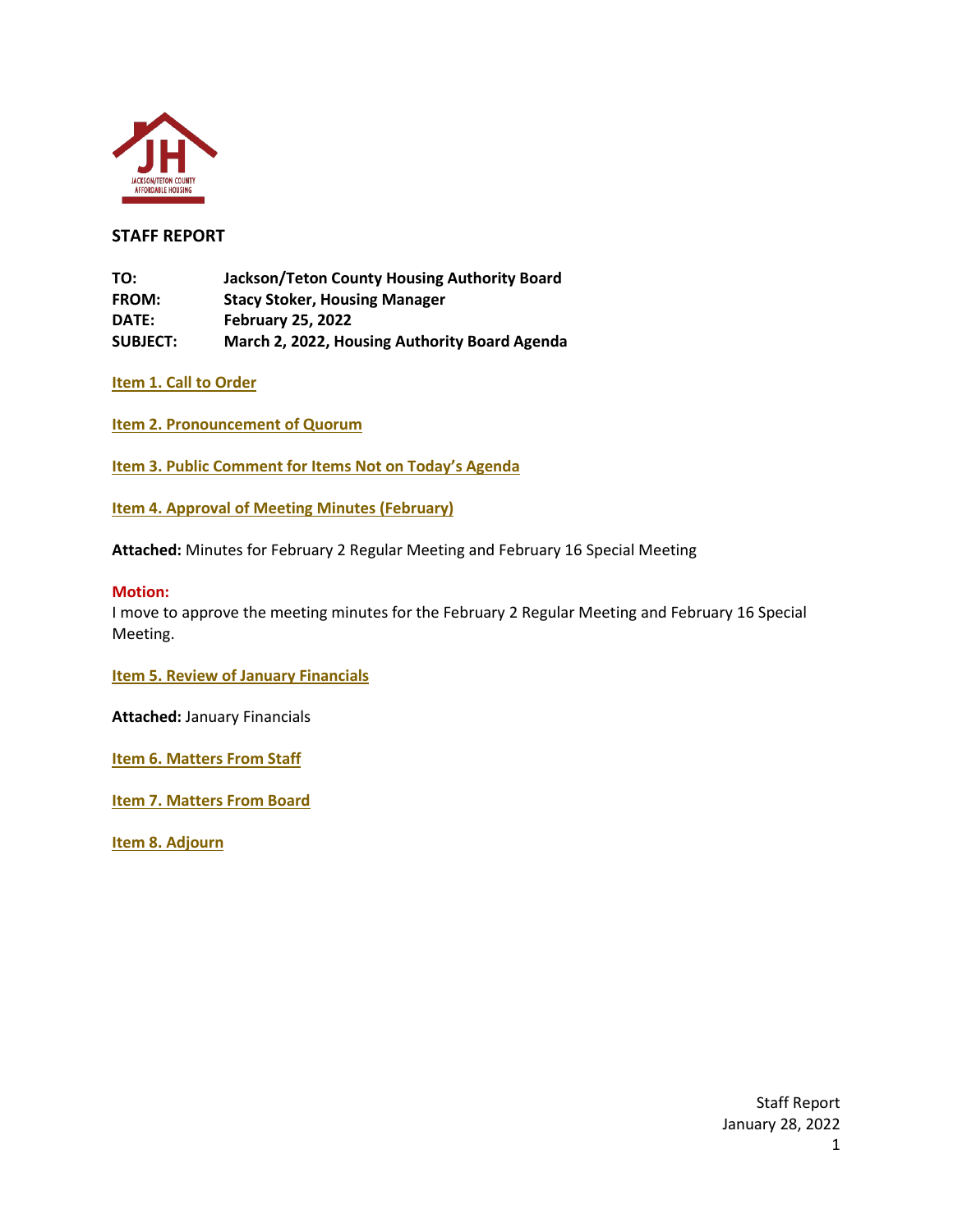## STAFF REPORT

**TO:** Jackson/Teton County Housing Authority Board
**FROM:** Stacy Stoker, Housing Manager
**DATE:** February 25, 2022
**SUBJECT:** March 2, 2022, Housing Authority Board Agenda

**Item 1. Call to Order**

**Item 2. Pronouncement of Quorum**

**Item 3. Public Comment for Items Not on Today's Agenda**

**Item 4. Approval of Meeting Minutes (February)**

**Attached:** Minutes for February 2 Regular Meeting and February 16 Special Meeting

**Motion:**
I move to approve the meeting minutes for the February 2 Regular Meeting and February 16 Special Meeting.

**Item 5. Review of January Financials**

**Attached:** January Financials

**Item 6. Matters From Staff**

**Item 7. Matters From Board**

**Item 8. Adjourn**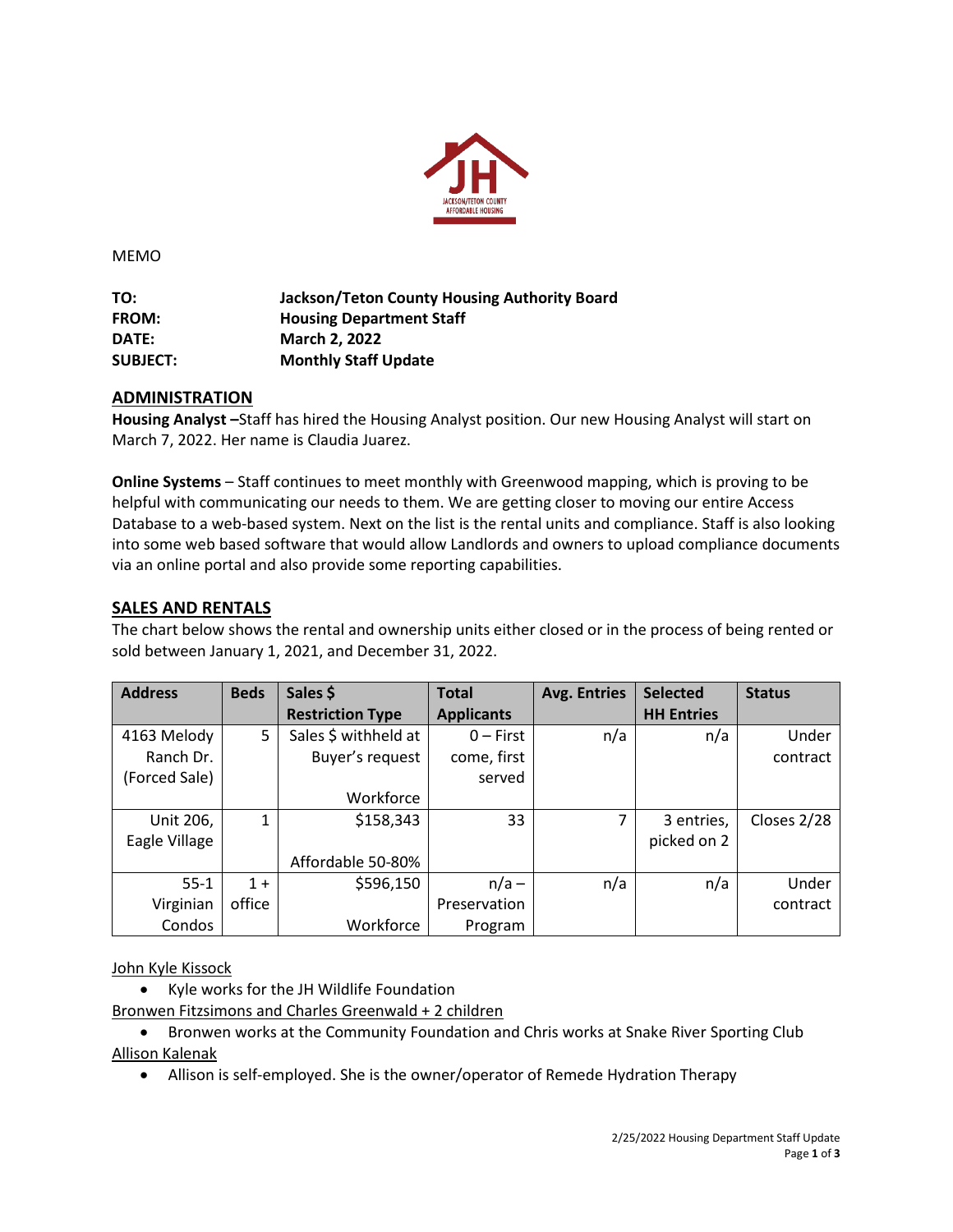MEMO

**TO:** Jackson/Teton County Housing Authority Board
**FROM:** Housing Department Staff
**DATE:** March 2, 2022
**SUBJECT:** Monthly Staff Update

## ADMINISTRATION

**Housing Analyst –**Staff has hired the Housing Analyst position. Our new Housing Analyst will start on March 7, 2022. Her name is Claudia Juarez.

**Online Systems** – Staff continues to meet monthly with Greenwood mapping, which is proving to be helpful with communicating our needs to them. We are getting closer to moving our entire Access Database to a web-based system. Next on the list is the rental units and compliance. Staff is also looking into some web based software that would allow Landlords and owners to upload compliance documents via an online portal and also provide some reporting capabilities.

## SALES AND RENTALS

The chart below shows the rental and ownership units either closed or in the process of being rented or sold between January 1, 2021, and December 31, 2022.

| Address | Beds | Sales $ Restriction Type | Total Applicants | Avg. Entries | Selected HH Entries | Status |
|---|---|---|---|---|---|---|
| 4163 Melody Ranch Dr. (Forced Sale) | 5 | Sales $ withheld at Buyer's request Workforce | 0 – First come, first served | n/a | n/a | Under contract |
| Unit 206, Eagle Village | 1 | $158,343 Affordable 50-80% | 33 | 7 | 3 entries, picked on 2 | Closes 2/28 |
| 55-1 Virginian Condos | 1 + office | $596,150 Workforce | n/a – Preservation Program | n/a | n/a | Under contract |

John Kyle Kissock

- Kyle works for the JH Wildlife Foundation

Bronwen Fitzsimons and Charles Greenwald + 2 children

- Bronwen works at the Community Foundation and Chris works at Snake River Sporting Club

Allison Kalenak

- Allison is self-employed. She is the owner/operator of Remede Hydration Therapy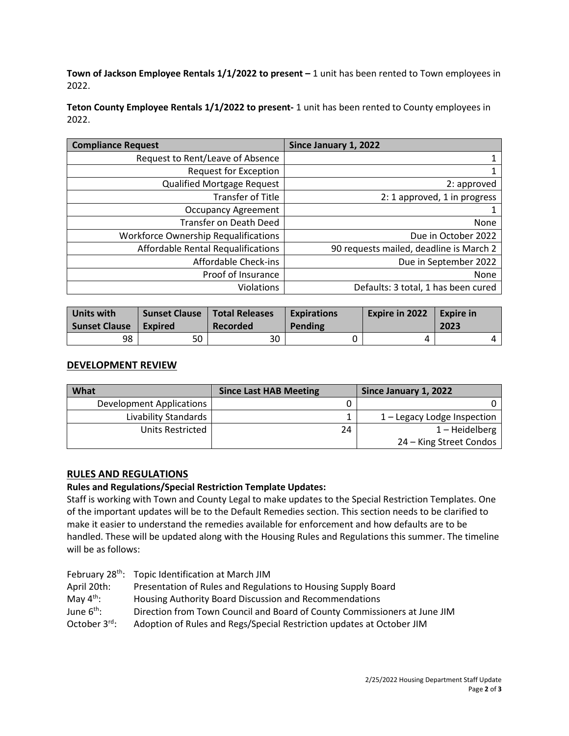**Town of Jackson Employee Rentals 1/1/2022 to present –** 1 unit has been rented to Town employees in 2022.

**Teton County Employee Rentals 1/1/2022 to present-** 1 unit has been rented to County employees in 2022.

| Compliance Request | Since January 1, 2022 |
|---|---|
| Request to Rent/Leave of Absence | 1 |
| Request for Exception | 1 |
| Qualified Mortgage Request | 2: approved |
| Transfer of Title | 2: 1 approved, 1 in progress |
| Occupancy Agreement | 1 |
| Transfer on Death Deed | None |
| Workforce Ownership Requalifications | Due in October 2022 |
| Affordable Rental Requalifications | 90 requests mailed, deadline is March 2 |
| Affordable Check-ins | Due in September 2022 |
| Proof of Insurance | None |
| Violations | Defaults: 3 total, 1 has been cured |

| Units with Sunset Clause | Sunset Clause Expired | Total Releases Recorded | Expirations Pending | Expire in 2022 | Expire in 2023 |
|---|---|---|---|---|---|
| 98 | 50 | 30 | 0 | 4 | 4 |

## DEVELOPMENT REVIEW

| What | Since Last HAB Meeting | Since January 1, 2022 |
|---|---|---|
| Development Applications | 0 | 0 |
| Livability Standards | 1 | 1 – Legacy Lodge Inspection |
| Units Restricted | 24 | 1 – Heidelberg<br>24 – King Street Condos |

## RULES AND REGULATIONS

**Rules and Regulations/Special Restriction Template Updates:**

Staff is working with Town and County Legal to make updates to the Special Restriction Templates. One of the important updates will be to the Default Remedies section. This section needs to be clarified to make it easier to understand the remedies available for enforcement and how defaults are to be handled. These will be updated along with the Housing Rules and Regulations this summer. The timeline will be as follows:

- February 28th: Topic Identification at March JIM
- April 20th: Presentation of Rules and Regulations to Housing Supply Board
- May 4th: Housing Authority Board Discussion and Recommendations
- June 6th: Direction from Town Council and Board of County Commissioners at June JIM
- October 3rd: Adoption of Rules and Regs/Special Restriction updates at October JIM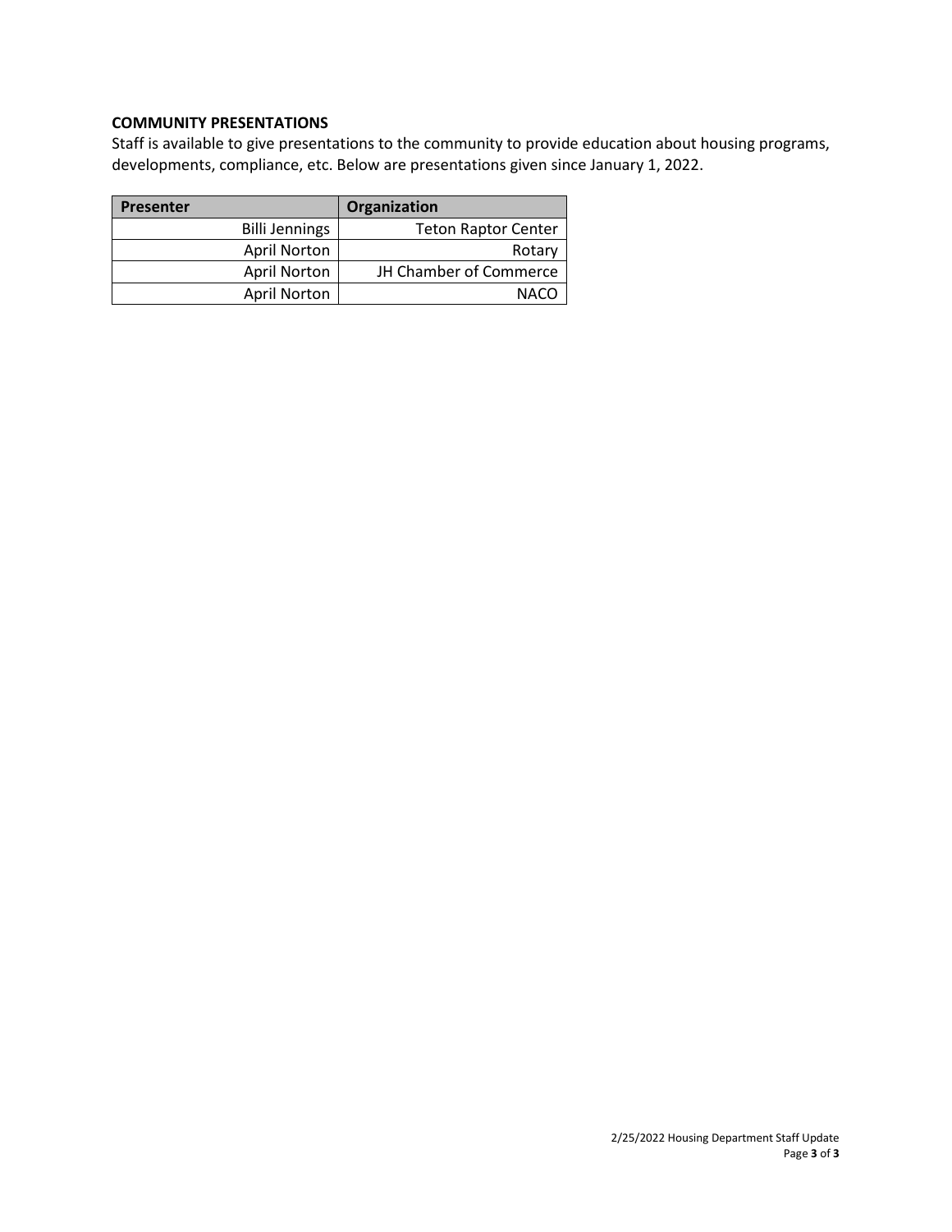**COMMUNITY PRESENTATIONS**

Staff is available to give presentations to the community to provide education about housing programs, developments, compliance, etc. Below are presentations given since January 1, 2022.

| Presenter | Organization |
|---|---|
| Billi Jennings | Teton Raptor Center |
| April Norton | Rotary |
| April Norton | JH Chamber of Commerce |
| April Norton | NACO |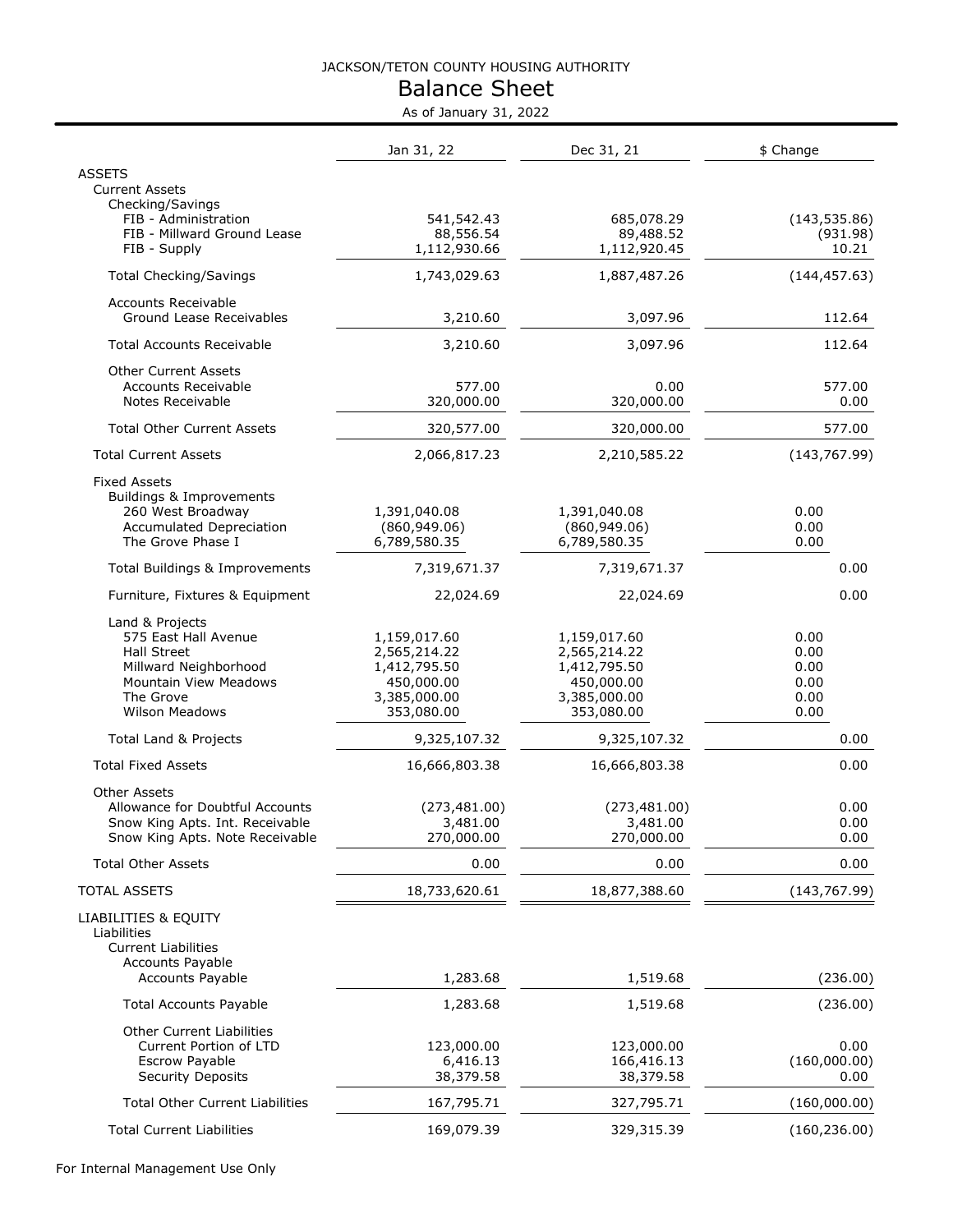JACKSON/TETON COUNTY HOUSING AUTHORITY

# Balance Sheet

As of January 31, 2022

| | Jan 31, 22 | Dec 31, 21 | $ Change |
|---|---|---|---|
| ASSETS | | | |
| Current Assets | | | |
| Checking/Savings | | | |
| FIB - Administration | 541,542.43 | 685,078.29 | (143,535.86) |
| FIB - Millward Ground Lease | 88,556.54 | 89,488.52 | (931.98) |
| FIB - Supply | 1,112,930.66 | 1,112,920.45 | 10.21 |
| Total Checking/Savings | 1,743,029.63 | 1,887,487.26 | (144,457.63) |
| Accounts Receivable | | | |
| Ground Lease Receivables | 3,210.60 | 3,097.96 | 112.64 |
| Total Accounts Receivable | 3,210.60 | 3,097.96 | 112.64 |
| Other Current Assets | | | |
| Accounts Receivable | 577.00 | 0.00 | 577.00 |
| Notes Receivable | 320,000.00 | 320,000.00 | 0.00 |
| Total Other Current Assets | 320,577.00 | 320,000.00 | 577.00 |
| Total Current Assets | 2,066,817.23 | 2,210,585.22 | (143,767.99) |
| Fixed Assets | | | |
| Buildings & Improvements | | | |
| 260 West Broadway | 1,391,040.08 | 1,391,040.08 | 0.00 |
| Accumulated Depreciation | (860,949.06) | (860,949.06) | 0.00 |
| The Grove Phase I | 6,789,580.35 | 6,789,580.35 | 0.00 |
| Total Buildings & Improvements | 7,319,671.37 | 7,319,671.37 | 0.00 |
| Furniture, Fixtures & Equipment | 22,024.69 | 22,024.69 | 0.00 |
| Land & Projects | | | |
| 575 East Hall Avenue | 1,159,017.60 | 1,159,017.60 | 0.00 |
| Hall Street | 2,565,214.22 | 2,565,214.22 | 0.00 |
| Millward Neighborhood | 1,412,795.50 | 1,412,795.50 | 0.00 |
| Mountain View Meadows | 450,000.00 | 450,000.00 | 0.00 |
| The Grove | 3,385,000.00 | 3,385,000.00 | 0.00 |
| Wilson Meadows | 353,080.00 | 353,080.00 | 0.00 |
| Total Land & Projects | 9,325,107.32 | 9,325,107.32 | 0.00 |
| Total Fixed Assets | 16,666,803.38 | 16,666,803.38 | 0.00 |
| Other Assets | | | |
| Allowance for Doubtful Accounts | (273,481.00) | (273,481.00) | 0.00 |
| Snow King Apts. Int. Receivable | 3,481.00 | 3,481.00 | 0.00 |
| Snow King Apts. Note Receivable | 270,000.00 | 270,000.00 | 0.00 |
| Total Other Assets | 0.00 | 0.00 | 0.00 |
| TOTAL ASSETS | 18,733,620.61 | 18,877,388.60 | (143,767.99) |
| LIABILITIES & EQUITY | | | |
| Liabilities | | | |
| Current Liabilities | | | |
| Accounts Payable | | | |
| Accounts Payable | 1,283.68 | 1,519.68 | (236.00) |
| Total Accounts Payable | 1,283.68 | 1,519.68 | (236.00) |
| Other Current Liabilities | | | |
| Current Portion of LTD | 123,000.00 | 123,000.00 | 0.00 |
| Escrow Payable | 6,416.13 | 166,416.13 | (160,000.00) |
| Security Deposits | 38,379.58 | 38,379.58 | 0.00 |
| Total Other Current Liabilities | 167,795.71 | 327,795.71 | (160,000.00) |
| Total Current Liabilities | 169,079.39 | 329,315.39 | (160,236.00) |

For Internal Management Use Only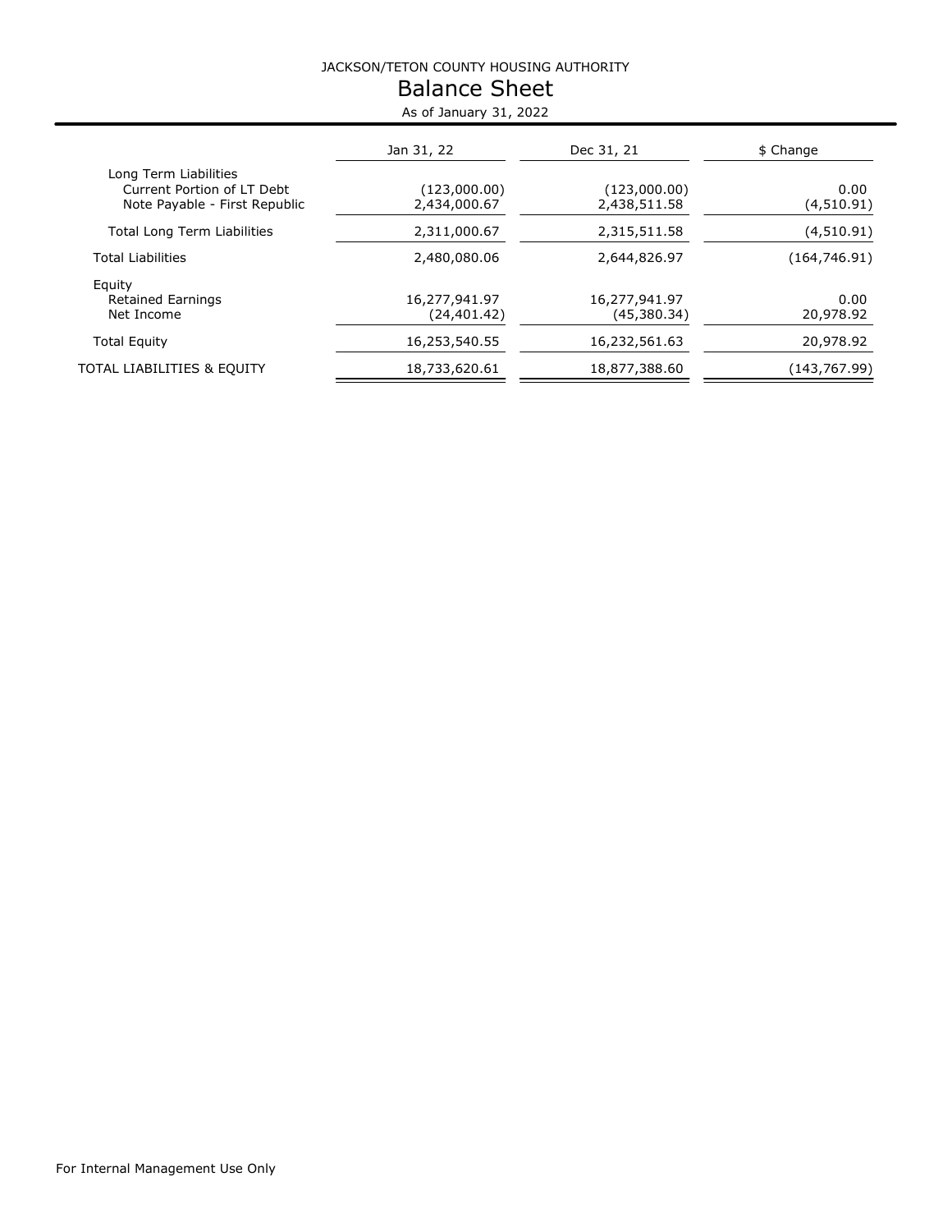JACKSON/TETON COUNTY HOUSING AUTHORITY

# Balance Sheet

As of January 31, 2022

| | Jan 31, 22 | Dec 31, 21 | $ Change |
|---|---|---|---|
| Long Term Liabilities | | | |
| Current Portion of LT Debt | (123,000.00) | (123,000.00) | 0.00 |
| Note Payable - First Republic | 2,434,000.67 | 2,438,511.58 | (4,510.91) |
| Total Long Term Liabilities | 2,311,000.67 | 2,315,511.58 | (4,510.91) |
| Total Liabilities | 2,480,080.06 | 2,644,826.97 | (164,746.91) |
| Equity | | | |
| Retained Earnings | 16,277,941.97 | 16,277,941.97 | 0.00 |
| Net Income | (24,401.42) | (45,380.34) | 20,978.92 |
| Total Equity | 16,253,540.55 | 16,232,561.63 | 20,978.92 |
| TOTAL LIABILITIES & EQUITY | 18,733,620.61 | 18,877,388.60 | (143,767.99) |

For Internal Management Use Only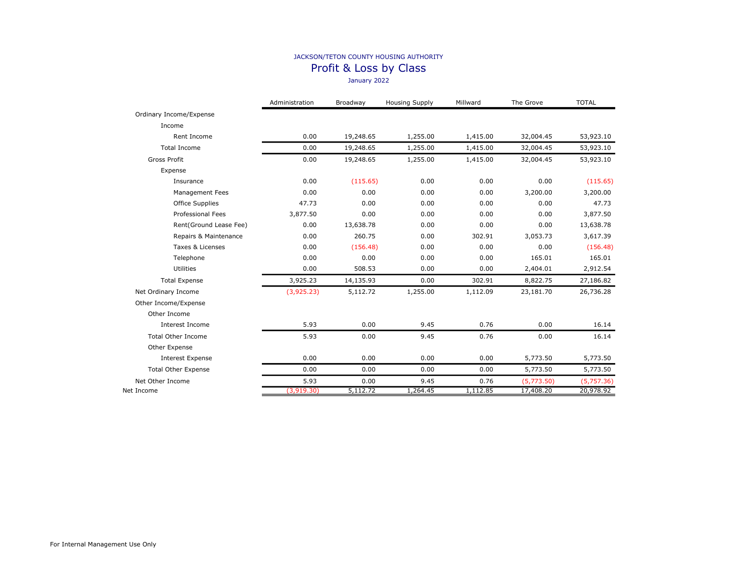JACKSON/TETON COUNTY HOUSING AUTHORITY

# Profit & Loss by Class

January 2022

| | Administration | Broadway | Housing Supply | Millward | The Grove | TOTAL |
|---|---|---|---|---|---|---|
| Ordinary Income/Expense | | | | | | |
| Income | | | | | | |
| Rent Income | 0.00 | 19,248.65 | 1,255.00 | 1,415.00 | 32,004.45 | 53,923.10 |
| Total Income | 0.00 | 19,248.65 | 1,255.00 | 1,415.00 | 32,004.45 | 53,923.10 |
| Gross Profit | 0.00 | 19,248.65 | 1,255.00 | 1,415.00 | 32,004.45 | 53,923.10 |
| Expense | | | | | | |
| Insurance | 0.00 | (115.65) | 0.00 | 0.00 | 0.00 | (115.65) |
| Management Fees | 0.00 | 0.00 | 0.00 | 0.00 | 3,200.00 | 3,200.00 |
| Office Supplies | 47.73 | 0.00 | 0.00 | 0.00 | 0.00 | 47.73 |
| Professional Fees | 3,877.50 | 0.00 | 0.00 | 0.00 | 0.00 | 3,877.50 |
| Rent(Ground Lease Fee) | 0.00 | 13,638.78 | 0.00 | 0.00 | 0.00 | 13,638.78 |
| Repairs & Maintenance | 0.00 | 260.75 | 0.00 | 302.91 | 3,053.73 | 3,617.39 |
| Taxes & Licenses | 0.00 | (156.48) | 0.00 | 0.00 | 0.00 | (156.48) |
| Telephone | 0.00 | 0.00 | 0.00 | 0.00 | 165.01 | 165.01 |
| Utilities | 0.00 | 508.53 | 0.00 | 0.00 | 2,404.01 | 2,912.54 |
| Total Expense | 3,925.23 | 14,135.93 | 0.00 | 302.91 | 8,822.75 | 27,186.82 |
| Net Ordinary Income | (3,925.23) | 5,112.72 | 1,255.00 | 1,112.09 | 23,181.70 | 26,736.28 |
| Other Income/Expense | | | | | | |
| Other Income | | | | | | |
| Interest Income | 5.93 | 0.00 | 9.45 | 0.76 | 0.00 | 16.14 |
| Total Other Income | 5.93 | 0.00 | 9.45 | 0.76 | 0.00 | 16.14 |
| Other Expense | | | | | | |
| Interest Expense | 0.00 | 0.00 | 0.00 | 0.00 | 5,773.50 | 5,773.50 |
| Total Other Expense | 0.00 | 0.00 | 0.00 | 0.00 | 5,773.50 | 5,773.50 |
| Net Other Income | 5.93 | 0.00 | 9.45 | 0.76 | (5,773.50) | (5,757.36) |
| Net Income | (3,919.30) | 5,112.72 | 1,264.45 | 1,112.85 | 17,408.20 | 20,978.92 |

For Internal Management Use Only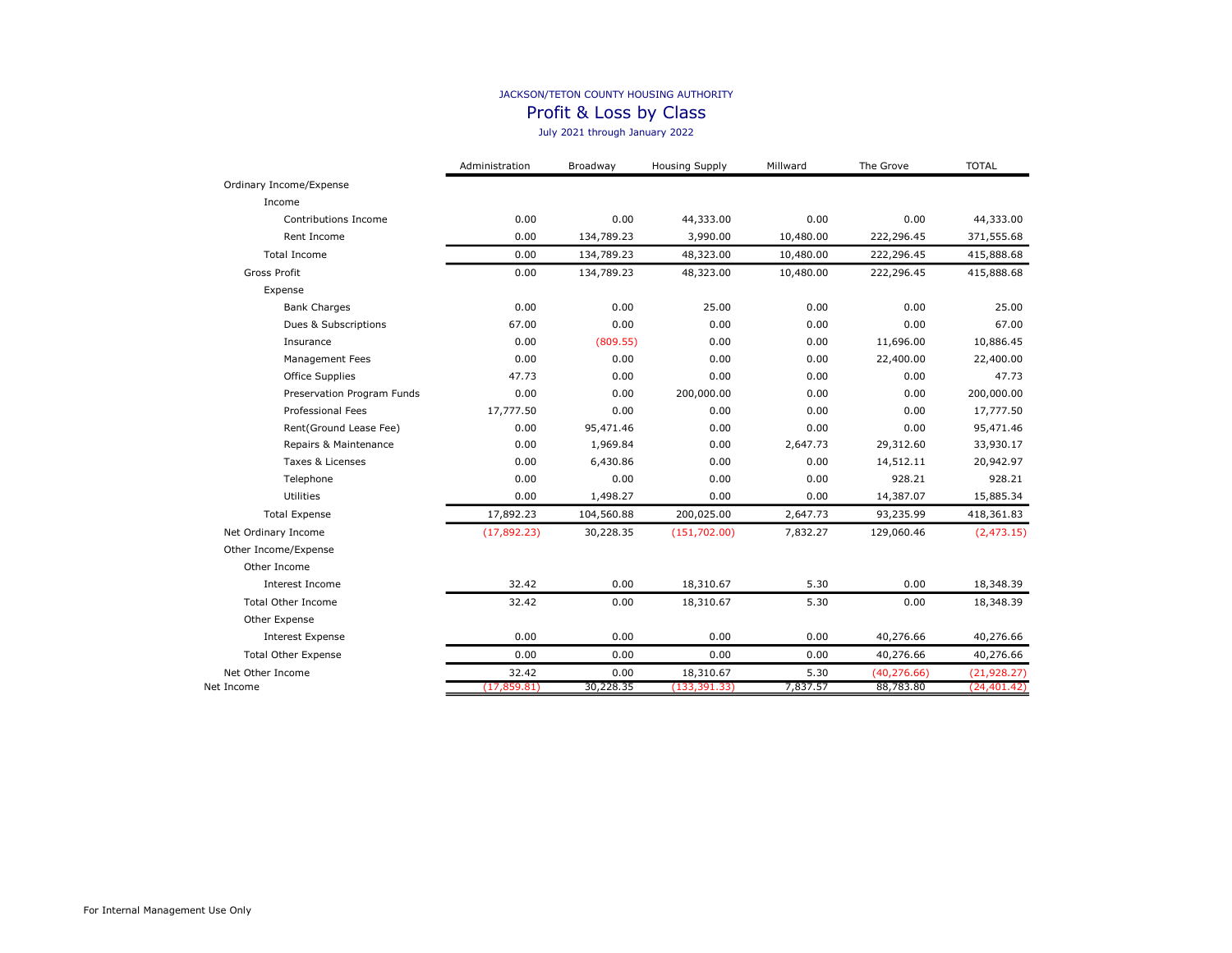JACKSON/TETON COUNTY HOUSING AUTHORITY

# Profit & Loss by Class

July 2021 through January 2022

| | Administration | Broadway | Housing Supply | Millward | The Grove | TOTAL |
|---|---|---|---|---|---|---|
| Ordinary Income/Expense | | | | | | |
| Income | | | | | | |
| Contributions Income | 0.00 | 0.00 | 44,333.00 | 0.00 | 0.00 | 44,333.00 |
| Rent Income | 0.00 | 134,789.23 | 3,990.00 | 10,480.00 | 222,296.45 | 371,555.68 |
| Total Income | 0.00 | 134,789.23 | 48,323.00 | 10,480.00 | 222,296.45 | 415,888.68 |
| Gross Profit | 0.00 | 134,789.23 | 48,323.00 | 10,480.00 | 222,296.45 | 415,888.68 |
| Expense | | | | | | |
| Bank Charges | 0.00 | 0.00 | 25.00 | 0.00 | 0.00 | 25.00 |
| Dues & Subscriptions | 67.00 | 0.00 | 0.00 | 0.00 | 0.00 | 67.00 |
| Insurance | 0.00 | (809.55) | 0.00 | 0.00 | 11,696.00 | 10,886.45 |
| Management Fees | 0.00 | 0.00 | 0.00 | 0.00 | 22,400.00 | 22,400.00 |
| Office Supplies | 47.73 | 0.00 | 0.00 | 0.00 | 0.00 | 47.73 |
| Preservation Program Funds | 0.00 | 0.00 | 200,000.00 | 0.00 | 0.00 | 200,000.00 |
| Professional Fees | 17,777.50 | 0.00 | 0.00 | 0.00 | 0.00 | 17,777.50 |
| Rent(Ground Lease Fee) | 0.00 | 95,471.46 | 0.00 | 0.00 | 0.00 | 95,471.46 |
| Repairs & Maintenance | 0.00 | 1,969.84 | 0.00 | 2,647.73 | 29,312.60 | 33,930.17 |
| Taxes & Licenses | 0.00 | 6,430.86 | 0.00 | 0.00 | 14,512.11 | 20,942.97 |
| Telephone | 0.00 | 0.00 | 0.00 | 0.00 | 928.21 | 928.21 |
| Utilities | 0.00 | 1,498.27 | 0.00 | 0.00 | 14,387.07 | 15,885.34 |
| Total Expense | 17,892.23 | 104,560.88 | 200,025.00 | 2,647.73 | 93,235.99 | 418,361.83 |
| Net Ordinary Income | (17,892.23) | 30,228.35 | (151,702.00) | 7,832.27 | 129,060.46 | (2,473.15) |
| Other Income/Expense | | | | | | |
| Other Income | | | | | | |
| Interest Income | 32.42 | 0.00 | 18,310.67 | 5.30 | 0.00 | 18,348.39 |
| Total Other Income | 32.42 | 0.00 | 18,310.67 | 5.30 | 0.00 | 18,348.39 |
| Other Expense | | | | | | |
| Interest Expense | 0.00 | 0.00 | 0.00 | 0.00 | 40,276.66 | 40,276.66 |
| Total Other Expense | 0.00 | 0.00 | 0.00 | 0.00 | 40,276.66 | 40,276.66 |
| Net Other Income | 32.42 | 0.00 | 18,310.67 | 5.30 | (40,276.66) | (21,928.27) |
| Net Income | (17,859.81) | 30,228.35 | (133,391.33) | 7,837.57 | 88,783.80 | (24,401.42) |

For Internal Management Use Only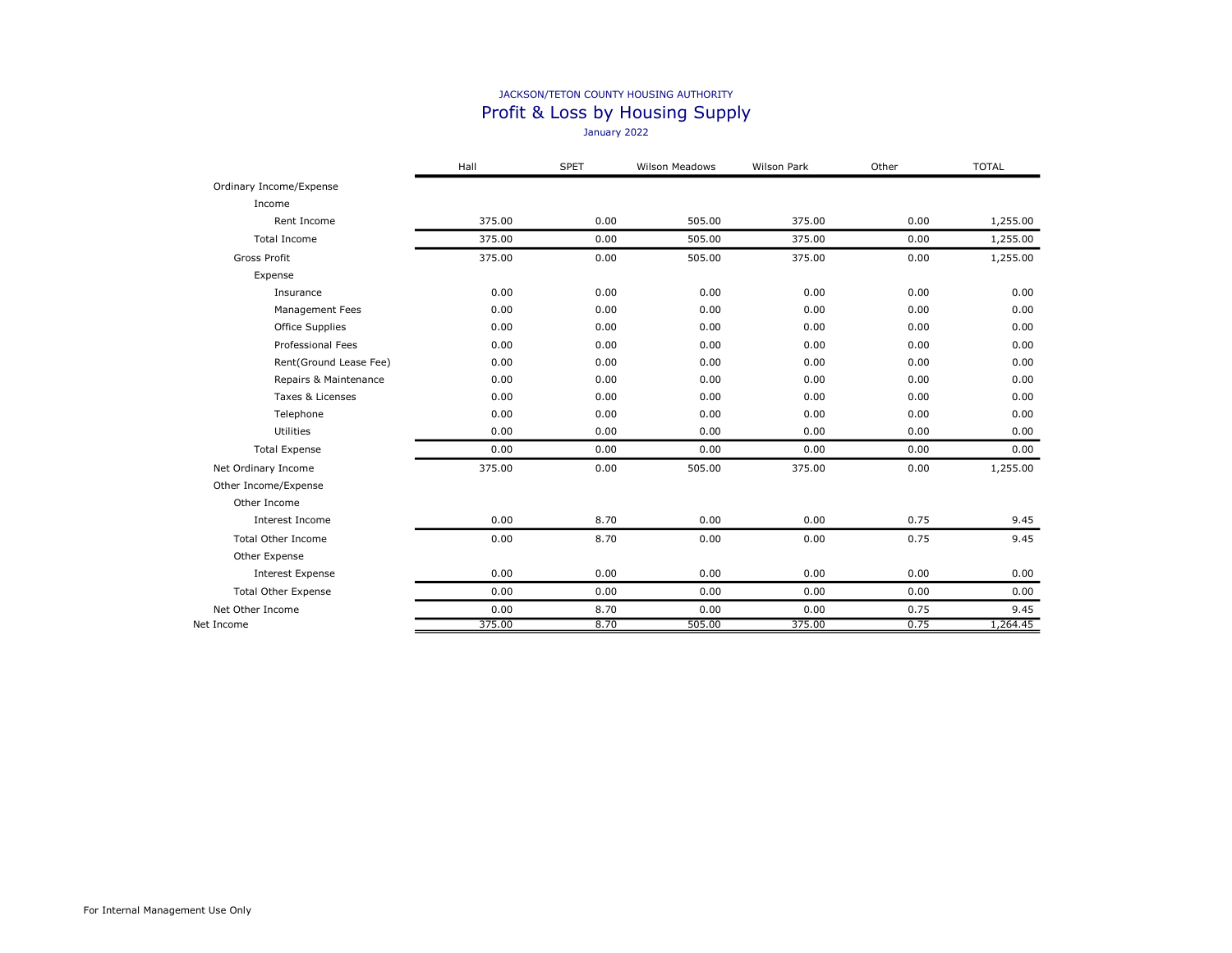JACKSON/TETON COUNTY HOUSING AUTHORITY

# Profit & Loss by Housing Supply

January 2022

| | Hall | SPET | Wilson Meadows | Wilson Park | Other | TOTAL |
|---|---|---|---|---|---|---|
| Ordinary Income/Expense | | | | | | |
| Income | | | | | | |
| Rent Income | 375.00 | 0.00 | 505.00 | 375.00 | 0.00 | 1,255.00 |
| Total Income | 375.00 | 0.00 | 505.00 | 375.00 | 0.00 | 1,255.00 |
| Gross Profit | 375.00 | 0.00 | 505.00 | 375.00 | 0.00 | 1,255.00 |
| Expense | | | | | | |
| Insurance | 0.00 | 0.00 | 0.00 | 0.00 | 0.00 | 0.00 |
| Management Fees | 0.00 | 0.00 | 0.00 | 0.00 | 0.00 | 0.00 |
| Office Supplies | 0.00 | 0.00 | 0.00 | 0.00 | 0.00 | 0.00 |
| Professional Fees | 0.00 | 0.00 | 0.00 | 0.00 | 0.00 | 0.00 |
| Rent(Ground Lease Fee) | 0.00 | 0.00 | 0.00 | 0.00 | 0.00 | 0.00 |
| Repairs & Maintenance | 0.00 | 0.00 | 0.00 | 0.00 | 0.00 | 0.00 |
| Taxes & Licenses | 0.00 | 0.00 | 0.00 | 0.00 | 0.00 | 0.00 |
| Telephone | 0.00 | 0.00 | 0.00 | 0.00 | 0.00 | 0.00 |
| Utilities | 0.00 | 0.00 | 0.00 | 0.00 | 0.00 | 0.00 |
| Total Expense | 0.00 | 0.00 | 0.00 | 0.00 | 0.00 | 0.00 |
| Net Ordinary Income | 375.00 | 0.00 | 505.00 | 375.00 | 0.00 | 1,255.00 |
| Other Income/Expense | | | | | | |
| Other Income | | | | | | |
| Interest Income | 0.00 | 8.70 | 0.00 | 0.00 | 0.75 | 9.45 |
| Total Other Income | 0.00 | 8.70 | 0.00 | 0.00 | 0.75 | 9.45 |
| Other Expense | | | | | | |
| Interest Expense | 0.00 | 0.00 | 0.00 | 0.00 | 0.00 | 0.00 |
| Total Other Expense | 0.00 | 0.00 | 0.00 | 0.00 | 0.00 | 0.00 |
| Net Other Income | 0.00 | 8.70 | 0.00 | 0.00 | 0.75 | 9.45 |
| Net Income | 375.00 | 8.70 | 505.00 | 375.00 | 0.75 | 1,264.45 |

For Internal Management Use Only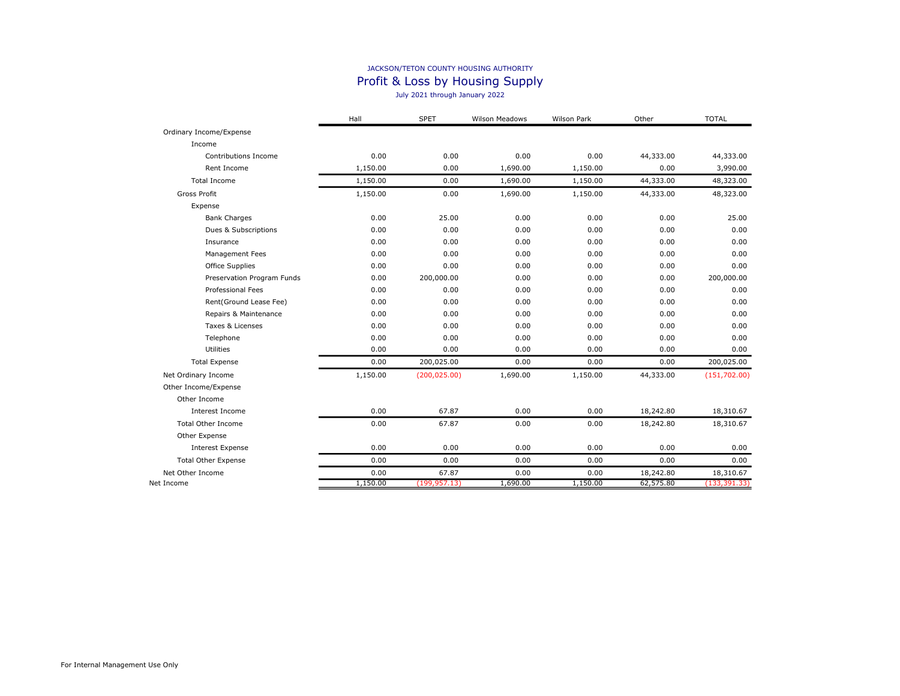JACKSON/TETON COUNTY HOUSING AUTHORITY

# Profit & Loss by Housing Supply

July 2021 through January 2022

| | Hall | SPET | Wilson Meadows | Wilson Park | Other | TOTAL |
|---|---|---|---|---|---|---|
| Ordinary Income/Expense | | | | | | |
| Income | | | | | | |
| Contributions Income | 0.00 | 0.00 | 0.00 | 0.00 | 44,333.00 | 44,333.00 |
| Rent Income | 1,150.00 | 0.00 | 1,690.00 | 1,150.00 | 0.00 | 3,990.00 |
| Total Income | 1,150.00 | 0.00 | 1,690.00 | 1,150.00 | 44,333.00 | 48,323.00 |
| Gross Profit | 1,150.00 | 0.00 | 1,690.00 | 1,150.00 | 44,333.00 | 48,323.00 |
| Expense | | | | | | |
| Bank Charges | 0.00 | 25.00 | 0.00 | 0.00 | 0.00 | 25.00 |
| Dues & Subscriptions | 0.00 | 0.00 | 0.00 | 0.00 | 0.00 | 0.00 |
| Insurance | 0.00 | 0.00 | 0.00 | 0.00 | 0.00 | 0.00 |
| Management Fees | 0.00 | 0.00 | 0.00 | 0.00 | 0.00 | 0.00 |
| Office Supplies | 0.00 | 0.00 | 0.00 | 0.00 | 0.00 | 0.00 |
| Preservation Program Funds | 0.00 | 200,000.00 | 0.00 | 0.00 | 0.00 | 200,000.00 |
| Professional Fees | 0.00 | 0.00 | 0.00 | 0.00 | 0.00 | 0.00 |
| Rent(Ground Lease Fee) | 0.00 | 0.00 | 0.00 | 0.00 | 0.00 | 0.00 |
| Repairs & Maintenance | 0.00 | 0.00 | 0.00 | 0.00 | 0.00 | 0.00 |
| Taxes & Licenses | 0.00 | 0.00 | 0.00 | 0.00 | 0.00 | 0.00 |
| Telephone | 0.00 | 0.00 | 0.00 | 0.00 | 0.00 | 0.00 |
| Utilities | 0.00 | 0.00 | 0.00 | 0.00 | 0.00 | 0.00 |
| Total Expense | 0.00 | 200,025.00 | 0.00 | 0.00 | 0.00 | 200,025.00 |
| Net Ordinary Income | 1,150.00 | (200,025.00) | 1,690.00 | 1,150.00 | 44,333.00 | (151,702.00) |
| Other Income/Expense | | | | | | |
| Other Income | | | | | | |
| Interest Income | 0.00 | 67.87 | 0.00 | 0.00 | 18,242.80 | 18,310.67 |
| Total Other Income | 0.00 | 67.87 | 0.00 | 0.00 | 18,242.80 | 18,310.67 |
| Other Expense | | | | | | |
| Interest Expense | 0.00 | 0.00 | 0.00 | 0.00 | 0.00 | 0.00 |
| Total Other Expense | 0.00 | 0.00 | 0.00 | 0.00 | 0.00 | 0.00 |
| Net Other Income | 0.00 | 67.87 | 0.00 | 0.00 | 18,242.80 | 18,310.67 |
| Net Income | 1,150.00 | (199,957.13) | 1,690.00 | 1,150.00 | 62,575.80 | (133,391.33) |

For Internal Management Use Only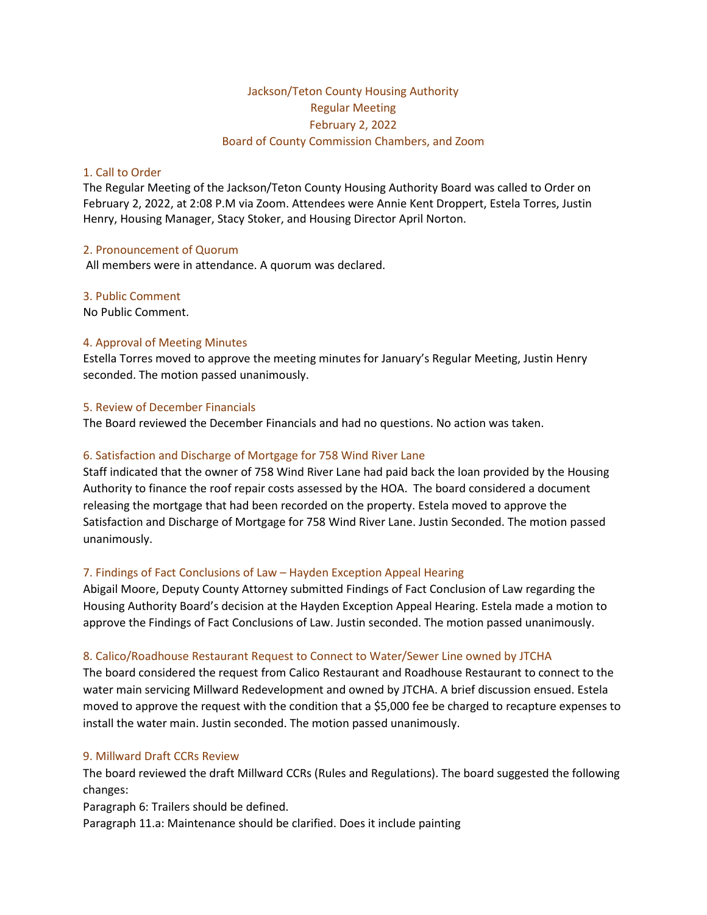# Jackson/Teton County Housing Authority
## Regular Meeting
## February 2, 2022
## Board of County Commission Chambers, and Zoom

### 1. Call to Order

The Regular Meeting of the Jackson/Teton County Housing Authority Board was called to Order on February 2, 2022, at 2:08 P.M via Zoom. Attendees were Annie Kent Droppert, Estela Torres, Justin Henry, Housing Manager, Stacy Stoker, and Housing Director April Norton.

### 2. Pronouncement of Quorum

All members were in attendance. A quorum was declared.

### 3. Public Comment

No Public Comment.

### 4. Approval of Meeting Minutes

Estella Torres moved to approve the meeting minutes for January's Regular Meeting, Justin Henry seconded. The motion passed unanimously.

### 5. Review of December Financials

The Board reviewed the December Financials and had no questions. No action was taken.

### 6. Satisfaction and Discharge of Mortgage for 758 Wind River Lane

Staff indicated that the owner of 758 Wind River Lane had paid back the loan provided by the Housing Authority to finance the roof repair costs assessed by the HOA. The board considered a document releasing the mortgage that had been recorded on the property. Estela moved to approve the Satisfaction and Discharge of Mortgage for 758 Wind River Lane. Justin Seconded. The motion passed unanimously.

### 7. Findings of Fact Conclusions of Law – Hayden Exception Appeal Hearing

Abigail Moore, Deputy County Attorney submitted Findings of Fact Conclusion of Law regarding the Housing Authority Board's decision at the Hayden Exception Appeal Hearing. Estela made a motion to approve the Findings of Fact Conclusions of Law. Justin seconded. The motion passed unanimously.

### 8. Calico/Roadhouse Restaurant Request to Connect to Water/Sewer Line owned by JTCHA

The board considered the request from Calico Restaurant and Roadhouse Restaurant to connect to the water main servicing Millward Redevelopment and owned by JTCHA. A brief discussion ensued. Estela moved to approve the request with the condition that a $5,000 fee be charged to recapture expenses to install the water main. Justin seconded. The motion passed unanimously.

### 9. Millward Draft CCRs Review

The board reviewed the draft Millward CCRs (Rules and Regulations). The board suggested the following changes:

Paragraph 6: Trailers should be defined.

Paragraph 11.a: Maintenance should be clarified. Does it include painting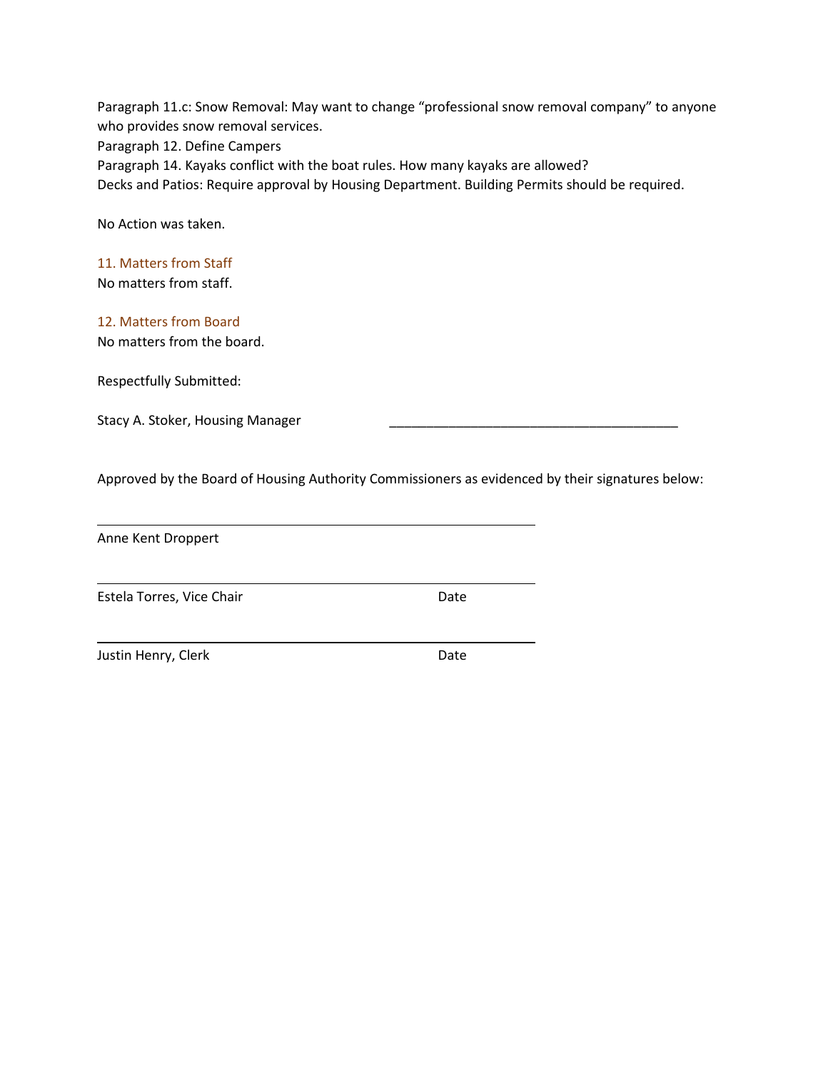Paragraph 11.c: Snow Removal: May want to change "professional snow removal company" to anyone who provides snow removal services.
Paragraph 12. Define Campers
Paragraph 14. Kayaks conflict with the boat rules. How many kayaks are allowed?
Decks and Patios: Require approval by Housing Department. Building Permits should be required.

No Action was taken.

## 11. Matters from Staff

No matters from staff.

## 12. Matters from Board

No matters from the board.

Respectfully Submitted:

Stacy A. Stoker, Housing Manager ________________________________________

Approved by the Board of Housing Authority Commissioners as evidenced by their signatures below:

______________________________________________

Anne Kent Droppert

______________________________________________

Estela Torres, Vice Chair Date

______________________________________________

Justin Henry, Clerk Date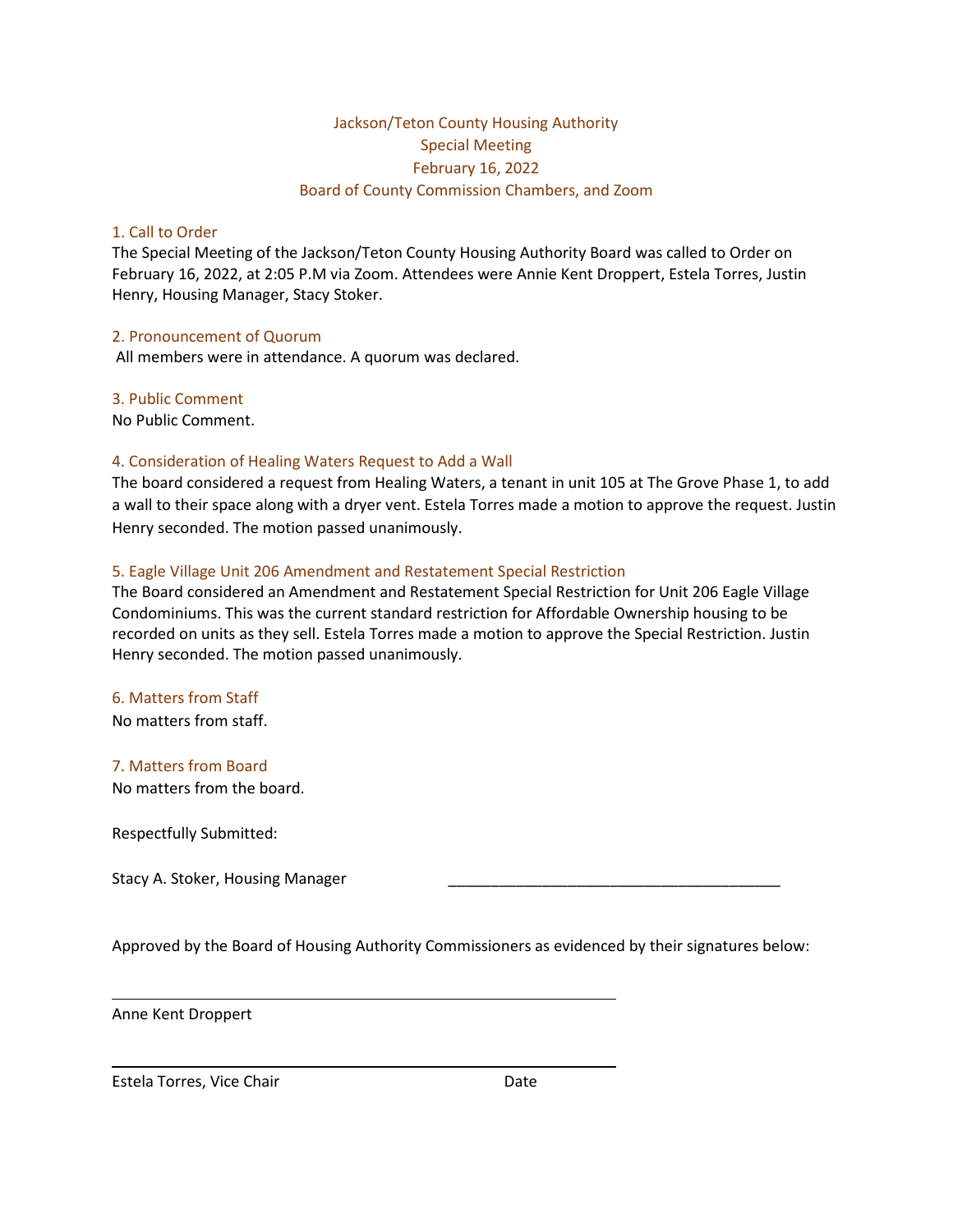Jackson/Teton County Housing Authority
Special Meeting
February 16, 2022
Board of County Commission Chambers, and Zoom

## 1. Call to Order

The Special Meeting of the Jackson/Teton County Housing Authority Board was called to Order on February 16, 2022, at 2:05 P.M via Zoom. Attendees were Annie Kent Droppert, Estela Torres, Justin Henry, Housing Manager, Stacy Stoker.

## 2. Pronouncement of Quorum

All members were in attendance. A quorum was declared.

## 3. Public Comment

No Public Comment.

## 4. Consideration of Healing Waters Request to Add a Wall

The board considered a request from Healing Waters, a tenant in unit 105 at The Grove Phase 1, to add a wall to their space along with a dryer vent. Estela Torres made a motion to approve the request. Justin Henry seconded. The motion passed unanimously.

## 5. Eagle Village Unit 206 Amendment and Restatement Special Restriction

The Board considered an Amendment and Restatement Special Restriction for Unit 206 Eagle Village Condominiums. This was the current standard restriction for Affordable Ownership housing to be recorded on units as they sell. Estela Torres made a motion to approve the Special Restriction. Justin Henry seconded. The motion passed unanimously.

## 6. Matters from Staff

No matters from staff.

## 7. Matters from Board

No matters from the board.

Respectfully Submitted:

Stacy A. Stoker, Housing Manager ________________________________________

Approved by the Board of Housing Authority Commissioners as evidenced by their signatures below:

________________________________________

Anne Kent Droppert

________________________________________

Estela Torres, Vice Chair Date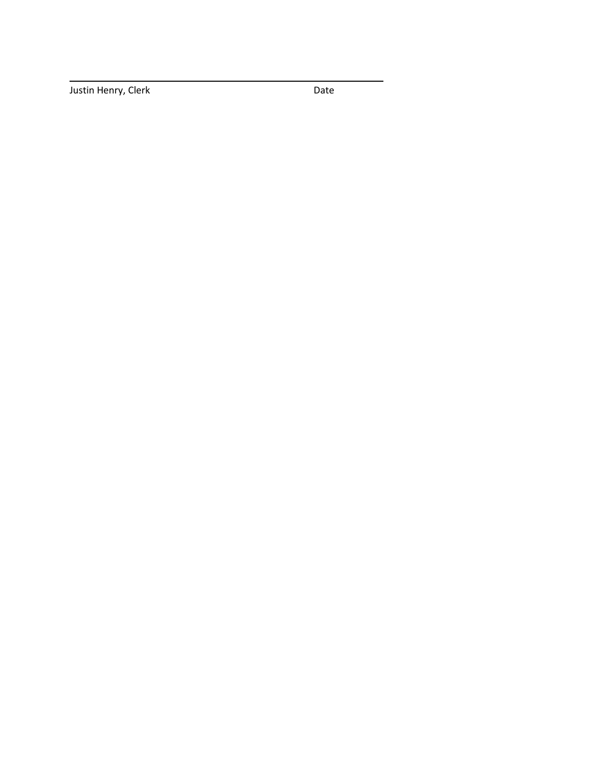\_\_\_\_\_\_\_\_\_\_\_\_\_\_\_\_\_\_\_\_\_\_\_\_\_\_\_\_\_\_\_\_\_\_\_\_\_\_\_\_\_\_\_\_\_\_\_\_

Justin Henry, Clerk Date